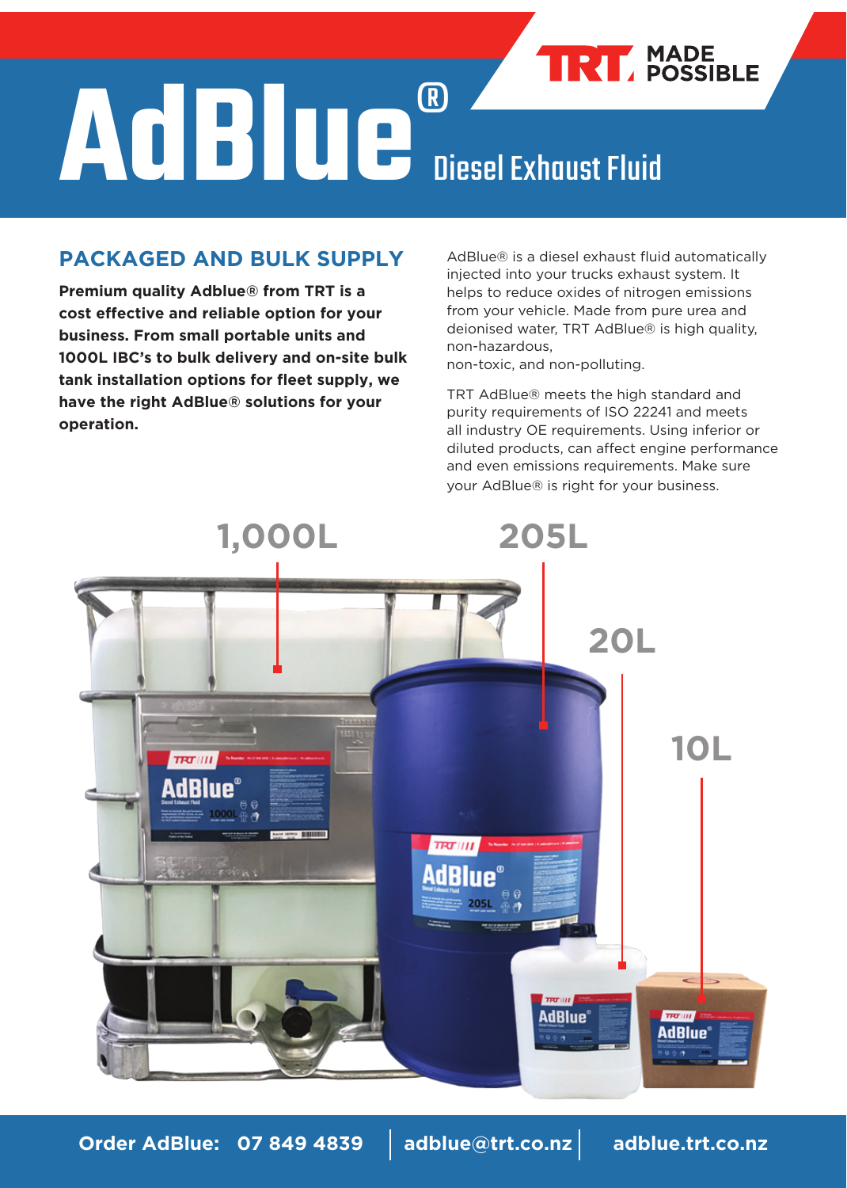# AdBlue® Diesel Exhaust Fluid

TRT MADE POSSIBLE

## PACKAGED AND BULK SUPPLY

**Premium quality Adblue® from TRT is a cost effective and reliable option for your business. From small portable units and 1000L IBC's to bulk delivery and on-site bulk tank installation options for fleet supply, we have the right AdBlue® solutions for your operation.**

AdBlue® is a diesel exhaust fluid automatically injected into your trucks exhaust system. It helps to reduce oxides of nitrogen emissions from your vehicle. Made from pure urea and deionised water, TRT AdBlue® is high quality, non-hazardous,
non-toxic, and non-polluting.

TRT AdBlue® meets the high standard and purity requirements of ISO 22241 and meets all industry OE requirements. Using inferior or diluted products, can affect engine performance and even emissions requirements. Make sure your AdBlue® is right for your business.

1,000L

205L

20L

10L

**Order AdBlue: 07 849 4839** | **adblue@trt.co.nz** | **adblue.trt.co.nz**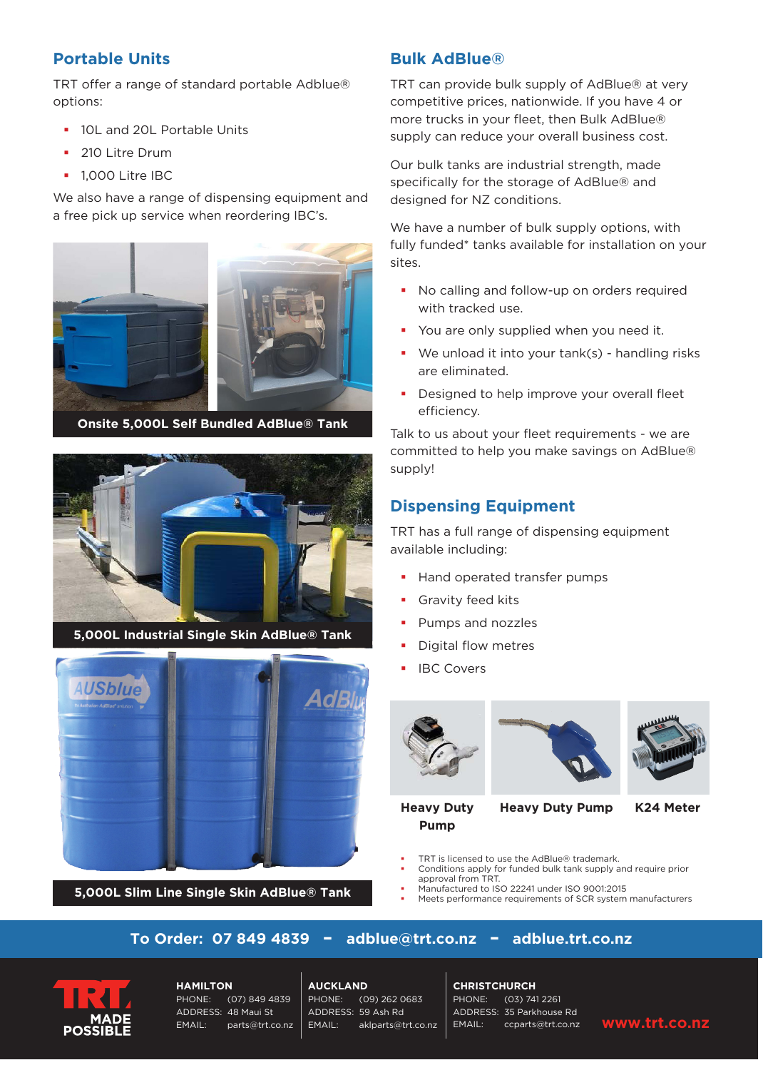## Portable Units

TRT offer a range of standard portable Adblue® options:

- 10L and 20L Portable Units
- 210 Litre Drum
- 1,000 Litre IBC

We also have a range of dispensing equipment and a free pick up service when reordering IBC's.

**Onsite 5,000L Self Bundled AdBlue® Tank**

**5,000L Industrial Single Skin AdBlue® Tank**

**5,000L Slim Line Single Skin AdBlue® Tank**

## Bulk AdBlue®

TRT can provide bulk supply of AdBlue® at very competitive prices, nationwide. If you have 4 or more trucks in your fleet, then Bulk AdBlue® supply can reduce your overall business cost.

Our bulk tanks are industrial strength, made specifically for the storage of AdBlue® and designed for NZ conditions.

We have a number of bulk supply options, with fully funded* tanks available for installation on your sites.

- No calling and follow-up on orders required with tracked use.
- You are only supplied when you need it.
- We unload it into your tank(s) - handling risks are eliminated.
- Designed to help improve your overall fleet efficiency.

Talk to us about your fleet requirements - we are committed to help you make savings on AdBlue® supply!

## Dispensing Equipment

TRT has a full range of dispensing equipment available including:

- Hand operated transfer pumps
- Gravity feed kits
- Pumps and nozzles
- Digital flow metres
- IBC Covers

**Heavy Duty Pump** | **Heavy Duty Pump** | **K24 Meter**

- TRT is licensed to use the AdBlue® trademark.
- Conditions apply for funded bulk tank supply and require prior approval from TRT.
- Manufactured to ISO 22241 under ISO 9001:2015
- Meets performance requirements of SCR system manufacturers

**To Order: 07 849 4839 – adblue@trt.co.nz – adblue.trt.co.nz**

TRT MADE POSSIBLE

**HAMILTON**
PHONE: (07) 849 4839
ADDRESS: 48 Maui St
EMAIL: parts@trt.co.nz

**AUCKLAND**
PHONE: (09) 262 0683
ADDRESS: 59 Ash Rd
EMAIL: aklparts@trt.co.nz

**CHRISTCHURCH**
PHONE: (03) 741 2261
ADDRESS: 35 Parkhouse Rd
EMAIL: ccparts@trt.co.nz

**www.trt.co.nz**